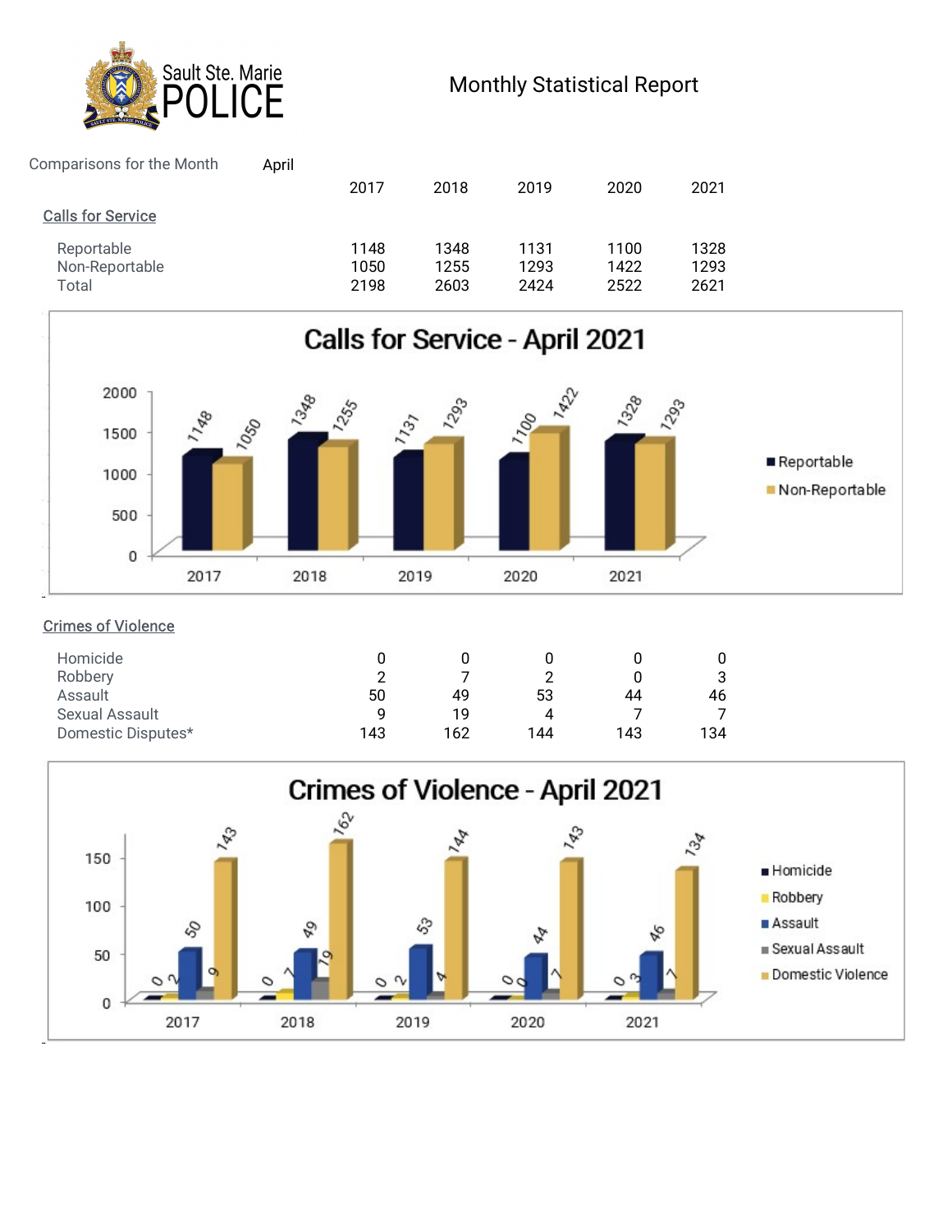Sault Ste. Marie POLICE

# Monthly Statistical Report

Comparisons for the Month April

| | 2017 | 2018 | 2019 | 2020 | 2021 |
|---|---|---|---|---|---|
| **Calls for Service** | | | | | |
| Reportable | 1148 | 1348 | 1131 | 1100 | 1328 |
| Non-Reportable | 1050 | 1255 | 1293 | 1422 | 1293 |
| Total | 2198 | 2603 | 2424 | 2522 | 2621 |

## Calls for Service - April 2021

| | 2017 | 2018 | 2019 | 2020 | 2021 |
|---|---|---|---|---|---|
| Reportable | 1148 | 1348 | 1131 | 1100 | 1328 |
| Non-Reportable | 1050 | 1255 | 1293 | 1422 | 1293 |

| | 2017 | 2018 | 2019 | 2020 | 2021 |
|---|---|---|---|---|---|
| **Crimes of Violence** | | | | | |
| Homicide | 0 | 0 | 0 | 0 | 0 |
| Robbery | 2 | 7 | 2 | 0 | 3 |
| Assault | 50 | 49 | 53 | 44 | 46 |
| Sexual Assault | 9 | 19 | 4 | 7 | 7 |
| Domestic Disputes* | 143 | 162 | 144 | 143 | 134 |

## Crimes of Violence - April 2021

| | 2017 | 2018 | 2019 | 2020 | 2021 |
|---|---|---|---|---|---|
| Homicide | 0 | 0 | 0 | 0 | 0 |
| Robbery | 2 | 7 | 2 | 0 | 3 |
| Assault | 50 | 49 | 53 | 44 | 46 |
| Sexual Assault | 9 | 19 | 4 | 7 | 7 |
| Domestic Violence | 143 | 162 | 144 | 143 | 134 |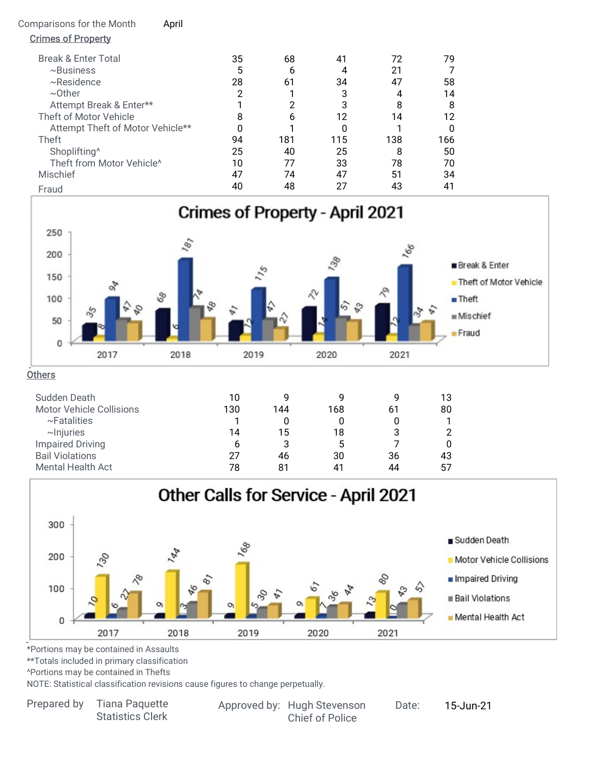Comparisons for the Month April

## Crimes of Property

| | | | | | |
|---|---|---|---|---|---|
| Break & Enter Total | 35 | 68 | 41 | 72 | 79 |
| ~Business | 5 | 6 | 4 | 21 | 7 |
| ~Residence | 28 | 61 | 34 | 47 | 58 |
| ~Other | 2 | 1 | 3 | 4 | 14 |
| Attempt Break & Enter** | 1 | 2 | 3 | 8 | 8 |
| Theft of Motor Vehicle | 8 | 6 | 12 | 14 | 12 |
| Attempt Theft of Motor Vehicle** | 0 | 1 | 0 | 1 | 0 |
| Theft | 94 | 181 | 115 | 138 | 166 |
| Shoplifting^ | 25 | 40 | 25 | 8 | 50 |
| Theft from Motor Vehicle^ | 10 | 77 | 33 | 78 | 70 |
| Mischief | 47 | 74 | 47 | 51 | 34 |
| Fraud | 40 | 48 | 27 | 43 | 41 |

Crimes of Property - April 2021

250
200
150
100
50
0

2017 2018 2019 2020 2021

35 8 94 47 40
68 6 181 74 48
41 12 115 47 27
72 14 138 51 43
79 12 166 34 41

Break & Enter
Theft of Motor Vehicle
Theft
Mischief
Fraud

## Others

| | | | | | |
|---|---|---|---|---|---|
| Sudden Death | 10 | 9 | 9 | 9 | 13 |
| Motor Vehicle Collisions | 130 | 144 | 168 | 61 | 80 |
| ~Fatalities | 1 | 0 | 0 | 0 | 1 |
| ~Injuries | 14 | 15 | 18 | 3 | 2 |
| Impaired Driving | 6 | 3 | 5 | 7 | 0 |
| Bail Violations | 27 | 46 | 30 | 36 | 43 |
| Mental Health Act | 78 | 81 | 41 | 44 | 57 |

Other Calls for Service - April 2021

300
200
100
0

2017 2018 2019 2020 2021

10 130 6 27 78
9 144 3 46 81
9 168 5 30 41
9 61 7 36 44
13 80 0 43 57

Sudden Death
Motor Vehicle Collisions
Impaired Driving
Bail Violations
Mental Health Act

*Portions may be contained in Assaults
**Totals included in primary classification
^Portions may be contained in Thefts
NOTE: Statistical classification revisions cause figures to change perpetually.

Prepared by Tiana Paquette
Statistics Clerk

Approved by: Hugh Stevenson
Chief of Police

Date: 15-Jun-21